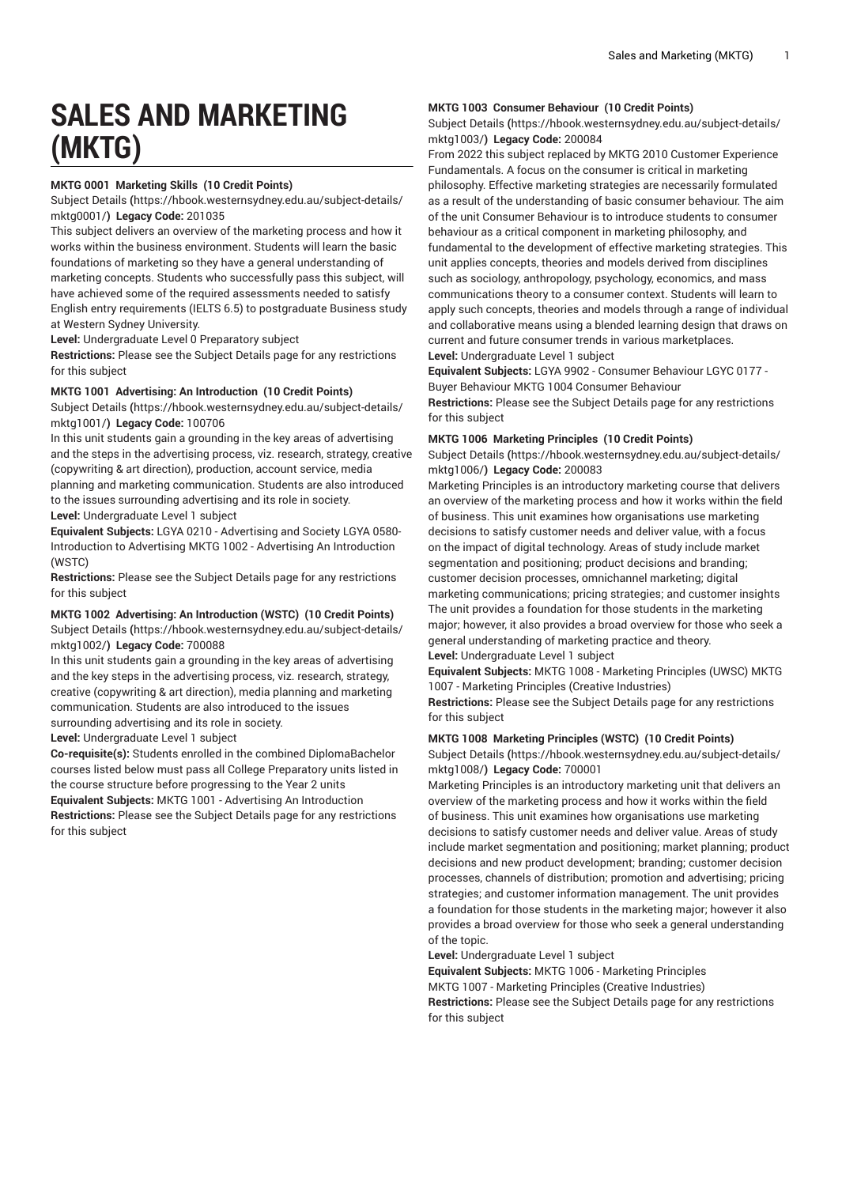# SALES AND MARKETING (MKTG)

### MKTG 0001 Marketing Skills (10 Credit Points)

Subject Details (https://hbook.westernsydney.edu.au/subject-details/mktg0001/) **Legacy Code:** 201035

This subject delivers an overview of the marketing process and how it works within the business environment. Students will learn the basic foundations of marketing so they have a general understanding of marketing concepts. Students who successfully pass this subject, will have achieved some of the required assessments needed to satisfy English entry requirements (IELTS 6.5) to postgraduate Business study at Western Sydney University.

**Level:** Undergraduate Level 0 Preparatory subject

**Restrictions:** Please see the Subject Details page for any restrictions for this subject

### MKTG 1001 Advertising: An Introduction (10 Credit Points)

Subject Details (https://hbook.westernsydney.edu.au/subject-details/mktg1001/) **Legacy Code:** 100706

In this unit students gain a grounding in the key areas of advertising and the steps in the advertising process, viz. research, strategy, creative (copywriting & art direction), production, account service, media planning and marketing communication. Students are also introduced to the issues surrounding advertising and its role in society.

**Level:** Undergraduate Level 1 subject

**Equivalent Subjects:** LGYA 0210 - Advertising and Society LGYA 0580- Introduction to Advertising MKTG 1002 - Advertising An Introduction (WSTC)

**Restrictions:** Please see the Subject Details page for any restrictions for this subject

### MKTG 1002 Advertising: An Introduction (WSTC) (10 Credit Points)

Subject Details (https://hbook.westernsydney.edu.au/subject-details/mktg1002/) **Legacy Code:** 700088

In this unit students gain a grounding in the key areas of advertising and the key steps in the advertising process, viz. research, strategy, creative (copywriting & art direction), media planning and marketing communication. Students are also introduced to the issues surrounding advertising and its role in society.

**Level:** Undergraduate Level 1 subject

**Co-requisite(s):** Students enrolled in the combined DiplomaBachelor courses listed below must pass all College Preparatory units listed in the course structure before progressing to the Year 2 units

**Equivalent Subjects:** MKTG 1001 - Advertising An Introduction

**Restrictions:** Please see the Subject Details page for any restrictions for this subject

### MKTG 1003 Consumer Behaviour (10 Credit Points)

Subject Details (https://hbook.westernsydney.edu.au/subject-details/mktg1003/) **Legacy Code:** 200084

From 2022 this subject replaced by MKTG 2010 Customer Experience Fundamentals. A focus on the consumer is critical in marketing philosophy. Effective marketing strategies are necessarily formulated as a result of the understanding of basic consumer behaviour. The aim of the unit Consumer Behaviour is to introduce students to consumer behaviour as a critical component in marketing philosophy, and fundamental to the development of effective marketing strategies. This unit applies concepts, theories and models derived from disciplines such as sociology, anthropology, psychology, economics, and mass communications theory to a consumer context. Students will learn to apply such concepts, theories and models through a range of individual and collaborative means using a blended learning design that draws on current and future consumer trends in various marketplaces.

**Level:** Undergraduate Level 1 subject

**Equivalent Subjects:** LGYA 9902 - Consumer Behaviour LGYC 0177 - Buyer Behaviour MKTG 1004 Consumer Behaviour

**Restrictions:** Please see the Subject Details page for any restrictions for this subject

### MKTG 1006 Marketing Principles (10 Credit Points)

Subject Details (https://hbook.westernsydney.edu.au/subject-details/mktg1006/) **Legacy Code:** 200083

Marketing Principles is an introductory marketing course that delivers an overview of the marketing process and how it works within the field of business. This unit examines how organisations use marketing decisions to satisfy customer needs and deliver value, with a focus on the impact of digital technology. Areas of study include market segmentation and positioning; product decisions and branding; customer decision processes, omnichannel marketing; digital marketing communications; pricing strategies; and customer insights The unit provides a foundation for those students in the marketing major; however, it also provides a broad overview for those who seek a general understanding of marketing practice and theory.

**Level:** Undergraduate Level 1 subject

**Equivalent Subjects:** MKTG 1008 - Marketing Principles (UWSC) MKTG 1007 - Marketing Principles (Creative Industries)

**Restrictions:** Please see the Subject Details page for any restrictions for this subject

### MKTG 1008 Marketing Principles (WSTC) (10 Credit Points)

Subject Details (https://hbook.westernsydney.edu.au/subject-details/mktg1008/) **Legacy Code:** 700001

Marketing Principles is an introductory marketing unit that delivers an overview of the marketing process and how it works within the field of business. This unit examines how organisations use marketing decisions to satisfy customer needs and deliver value. Areas of study include market segmentation and positioning; market planning; product decisions and new product development; branding; customer decision processes, channels of distribution; promotion and advertising; pricing strategies; and customer information management. The unit provides a foundation for those students in the marketing major; however it also provides a broad overview for those who seek a general understanding of the topic.

**Level:** Undergraduate Level 1 subject

**Equivalent Subjects:** MKTG 1006 - Marketing Principles
MKTG 1007 - Marketing Principles (Creative Industries)

**Restrictions:** Please see the Subject Details page for any restrictions for this subject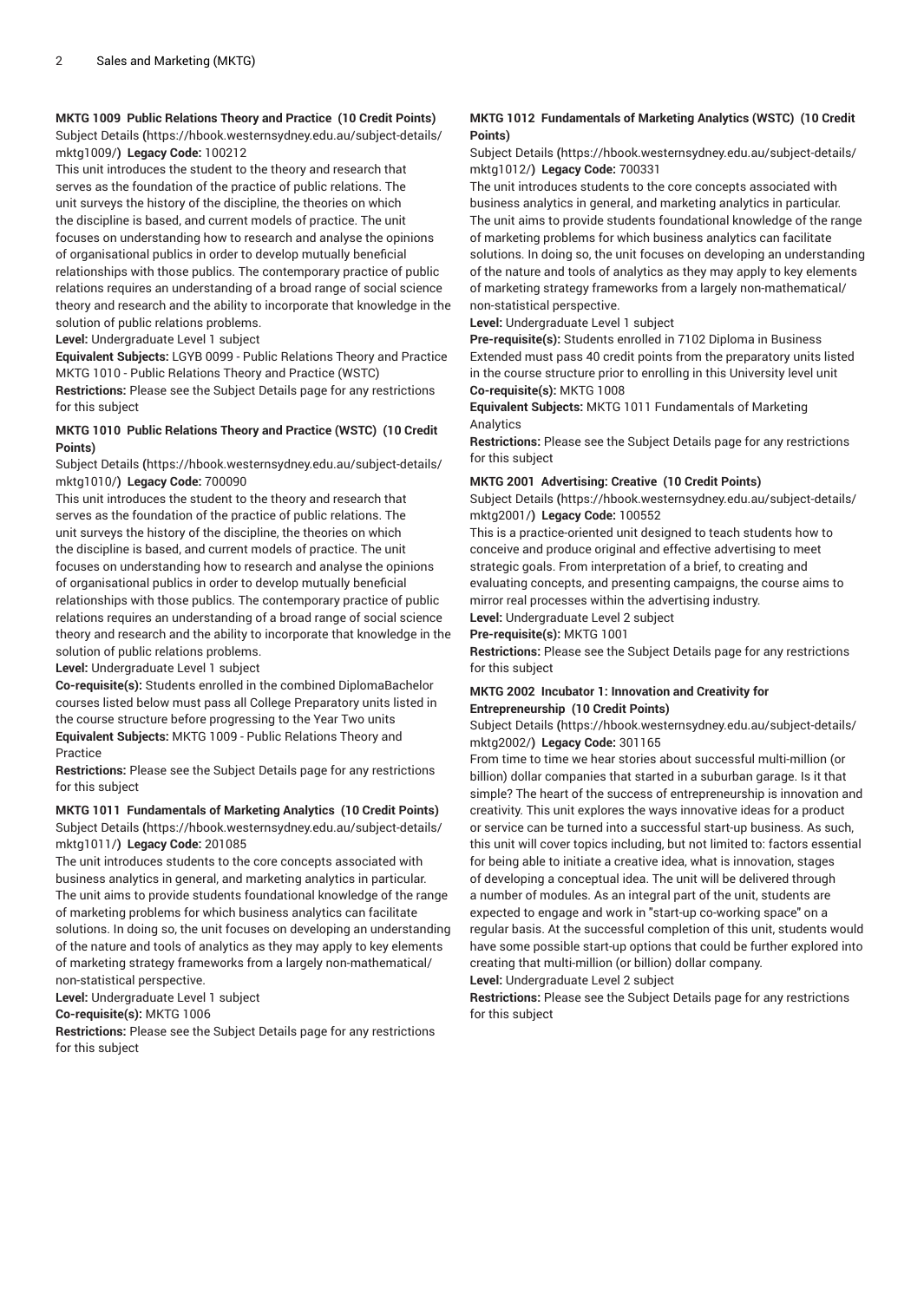### MKTG 1009 Public Relations Theory and Practice (10 Credit Points)

Subject Details (https://hbook.westernsydney.edu.au/subject-details/mktg1009/) **Legacy Code:** 100212

This unit introduces the student to the theory and research that serves as the foundation of the practice of public relations. The unit surveys the history of the discipline, the theories on which the discipline is based, and current models of practice. The unit focuses on understanding how to research and analyse the opinions of organisational publics in order to develop mutually beneficial relationships with those publics. The contemporary practice of public relations requires an understanding of a broad range of social science theory and research and the ability to incorporate that knowledge in the solution of public relations problems.

**Level:** Undergraduate Level 1 subject

**Equivalent Subjects:** LGYB 0099 - Public Relations Theory and Practice MKTG 1010 - Public Relations Theory and Practice (WSTC)

**Restrictions:** Please see the Subject Details page for any restrictions for this subject

### MKTG 1010 Public Relations Theory and Practice (WSTC) (10 Credit Points)

Subject Details (https://hbook.westernsydney.edu.au/subject-details/mktg1010/) **Legacy Code:** 700090

This unit introduces the student to the theory and research that serves as the foundation of the practice of public relations. The unit surveys the history of the discipline, the theories on which the discipline is based, and current models of practice. The unit focuses on understanding how to research and analyse the opinions of organisational publics in order to develop mutually beneficial relationships with those publics. The contemporary practice of public relations requires an understanding of a broad range of social science theory and research and the ability to incorporate that knowledge in the solution of public relations problems.

**Level:** Undergraduate Level 1 subject

**Co-requisite(s):** Students enrolled in the combined DiplomaBachelor courses listed below must pass all College Preparatory units listed in the course structure before progressing to the Year Two units

**Equivalent Subjects:** MKTG 1009 - Public Relations Theory and Practice

**Restrictions:** Please see the Subject Details page for any restrictions for this subject

### MKTG 1011 Fundamentals of Marketing Analytics (10 Credit Points)

Subject Details (https://hbook.westernsydney.edu.au/subject-details/mktg1011/) **Legacy Code:** 201085

The unit introduces students to the core concepts associated with business analytics in general, and marketing analytics in particular. The unit aims to provide students foundational knowledge of the range of marketing problems for which business analytics can facilitate solutions. In doing so, the unit focuses on developing an understanding of the nature and tools of analytics as they may apply to key elements of marketing strategy frameworks from a largely non-mathematical/non-statistical perspective.

**Level:** Undergraduate Level 1 subject

**Co-requisite(s):** MKTG 1006

**Restrictions:** Please see the Subject Details page for any restrictions for this subject

### MKTG 1012 Fundamentals of Marketing Analytics (WSTC) (10 Credit Points)

Subject Details (https://hbook.westernsydney.edu.au/subject-details/mktg1012/) **Legacy Code:** 700331

The unit introduces students to the core concepts associated with business analytics in general, and marketing analytics in particular. The unit aims to provide students foundational knowledge of the range of marketing problems for which business analytics can facilitate solutions. In doing so, the unit focuses on developing an understanding of the nature and tools of analytics as they may apply to key elements of marketing strategy frameworks from a largely non-mathematical/non-statistical perspective.

**Level:** Undergraduate Level 1 subject

**Pre-requisite(s):** Students enrolled in 7102 Diploma in Business Extended must pass 40 credit points from the preparatory units listed in the course structure prior to enrolling in this University level unit

**Co-requisite(s):** MKTG 1008

**Equivalent Subjects:** MKTG 1011 Fundamentals of Marketing Analytics

**Restrictions:** Please see the Subject Details page for any restrictions for this subject

### MKTG 2001 Advertising: Creative (10 Credit Points)

Subject Details (https://hbook.westernsydney.edu.au/subject-details/mktg2001/) **Legacy Code:** 100552

This is a practice-oriented unit designed to teach students how to conceive and produce original and effective advertising to meet strategic goals. From interpretation of a brief, to creating and evaluating concepts, and presenting campaigns, the course aims to mirror real processes within the advertising industry.

**Level:** Undergraduate Level 2 subject

**Pre-requisite(s):** MKTG 1001

**Restrictions:** Please see the Subject Details page for any restrictions for this subject

### MKTG 2002 Incubator 1: Innovation and Creativity for Entrepreneurship (10 Credit Points)

Subject Details (https://hbook.westernsydney.edu.au/subject-details/mktg2002/) **Legacy Code:** 301165

From time to time we hear stories about successful multi-million (or billion) dollar companies that started in a suburban garage. Is it that simple? The heart of the success of entrepreneurship is innovation and creativity. This unit explores the ways innovative ideas for a product or service can be turned into a successful start-up business. As such, this unit will cover topics including, but not limited to: factors essential for being able to initiate a creative idea, what is innovation, stages of developing a conceptual idea. The unit will be delivered through a number of modules. As an integral part of the unit, students are expected to engage and work in "start-up co-working space" on a regular basis. At the successful completion of this unit, students would have some possible start-up options that could be further explored into creating that multi-million (or billion) dollar company.

**Level:** Undergraduate Level 2 subject

**Restrictions:** Please see the Subject Details page for any restrictions for this subject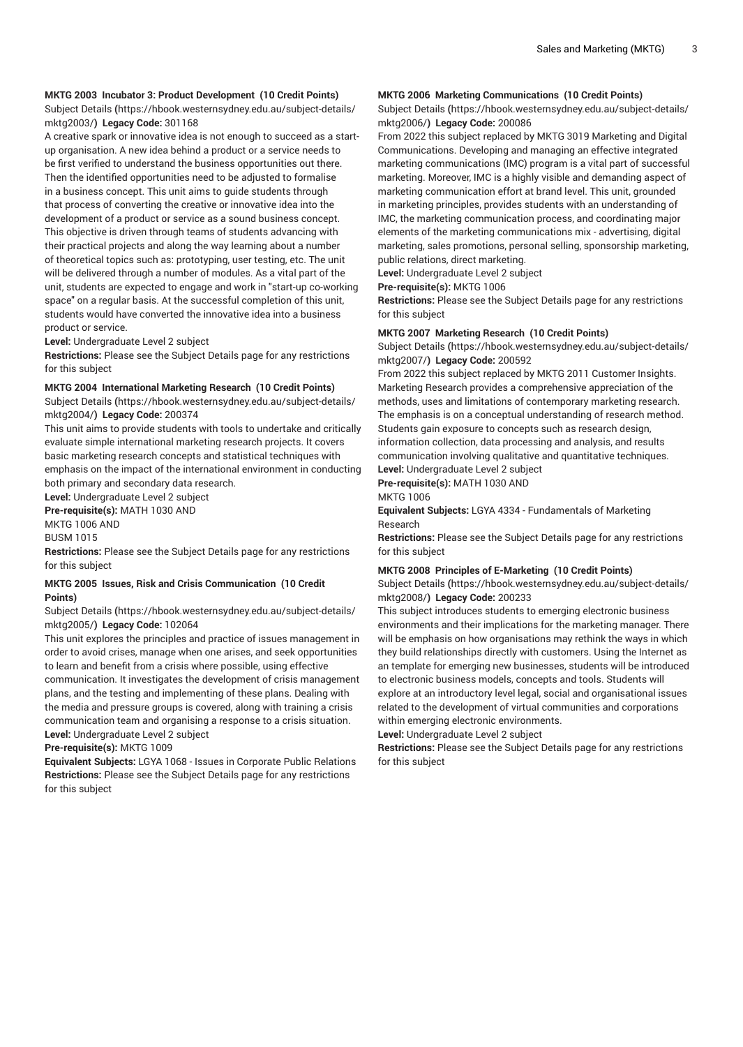**MKTG 2003 Incubator 3: Product Development (10 Credit Points)**

Subject Details (https://hbook.westernsydney.edu.au/subject-details/mktg2003/) **Legacy Code:** 301168

A creative spark or innovative idea is not enough to succeed as a start-up organisation. A new idea behind a product or a service needs to be first verified to understand the business opportunities out there. Then the identified opportunities need to be adjusted to formalise in a business concept. This unit aims to guide students through that process of converting the creative or innovative idea into the development of a product or service as a sound business concept. This objective is driven through teams of students advancing with their practical projects and along the way learning about a number of theoretical topics such as: prototyping, user testing, etc. The unit will be delivered through a number of modules. As a vital part of the unit, students are expected to engage and work in "start-up co-working space" on a regular basis. At the successful completion of this unit, students would have converted the innovative idea into a business product or service.

**Level:** Undergraduate Level 2 subject

**Restrictions:** Please see the Subject Details page for any restrictions for this subject

**MKTG 2004 International Marketing Research (10 Credit Points)**

Subject Details (https://hbook.westernsydney.edu.au/subject-details/mktg2004/) **Legacy Code:** 200374

This unit aims to provide students with tools to undertake and critically evaluate simple international marketing research projects. It covers basic marketing research concepts and statistical techniques with emphasis on the impact of the international environment in conducting both primary and secondary data research.

**Level:** Undergraduate Level 2 subject

**Pre-requisite(s):** MATH 1030 AND
MKTG 1006 AND
BUSM 1015

**Restrictions:** Please see the Subject Details page for any restrictions for this subject

**MKTG 2005 Issues, Risk and Crisis Communication (10 Credit Points)**

Subject Details (https://hbook.westernsydney.edu.au/subject-details/mktg2005/) **Legacy Code:** 102064

This unit explores the principles and practice of issues management in order to avoid crises, manage when one arises, and seek opportunities to learn and benefit from a crisis where possible, using effective communication. It investigates the development of crisis management plans, and the testing and implementing of these plans. Dealing with the media and pressure groups is covered, along with training a crisis communication team and organising a response to a crisis situation.

**Level:** Undergraduate Level 2 subject

**Pre-requisite(s):** MKTG 1009

**Equivalent Subjects:** LGYA 1068 - Issues in Corporate Public Relations

**Restrictions:** Please see the Subject Details page for any restrictions for this subject

**MKTG 2006 Marketing Communications (10 Credit Points)**

Subject Details (https://hbook.westernsydney.edu.au/subject-details/mktg2006/) **Legacy Code:** 200086

From 2022 this subject replaced by MKTG 3019 Marketing and Digital Communications. Developing and managing an effective integrated marketing communications (IMC) program is a vital part of successful marketing. Moreover, IMC is a highly visible and demanding aspect of marketing communication effort at brand level. This unit, grounded in marketing principles, provides students with an understanding of IMC, the marketing communication process, and coordinating major elements of the marketing communications mix - advertising, digital marketing, sales promotions, personal selling, sponsorship marketing, public relations, direct marketing.

**Level:** Undergraduate Level 2 subject

**Pre-requisite(s):** MKTG 1006

**Restrictions:** Please see the Subject Details page for any restrictions for this subject

**MKTG 2007 Marketing Research (10 Credit Points)**

Subject Details (https://hbook.westernsydney.edu.au/subject-details/mktg2007/) **Legacy Code:** 200592

From 2022 this subject replaced by MKTG 2011 Customer Insights. Marketing Research provides a comprehensive appreciation of the methods, uses and limitations of contemporary marketing research. The emphasis is on a conceptual understanding of research method. Students gain exposure to concepts such as research design, information collection, data processing and analysis, and results communication involving qualitative and quantitative techniques.

**Level:** Undergraduate Level 2 subject

**Pre-requisite(s):** MATH 1030 AND
MKTG 1006

**Equivalent Subjects:** LGYA 4334 - Fundamentals of Marketing Research

**Restrictions:** Please see the Subject Details page for any restrictions for this subject

**MKTG 2008 Principles of E-Marketing (10 Credit Points)**

Subject Details (https://hbook.westernsydney.edu.au/subject-details/mktg2008/) **Legacy Code:** 200233

This subject introduces students to emerging electronic business environments and their implications for the marketing manager. There will be emphasis on how organisations may rethink the ways in which they build relationships directly with customers. Using the Internet as an template for emerging new businesses, students will be introduced to electronic business models, concepts and tools. Students will explore at an introductory level legal, social and organisational issues related to the development of virtual communities and corporations within emerging electronic environments.

**Level:** Undergraduate Level 2 subject

**Restrictions:** Please see the Subject Details page for any restrictions for this subject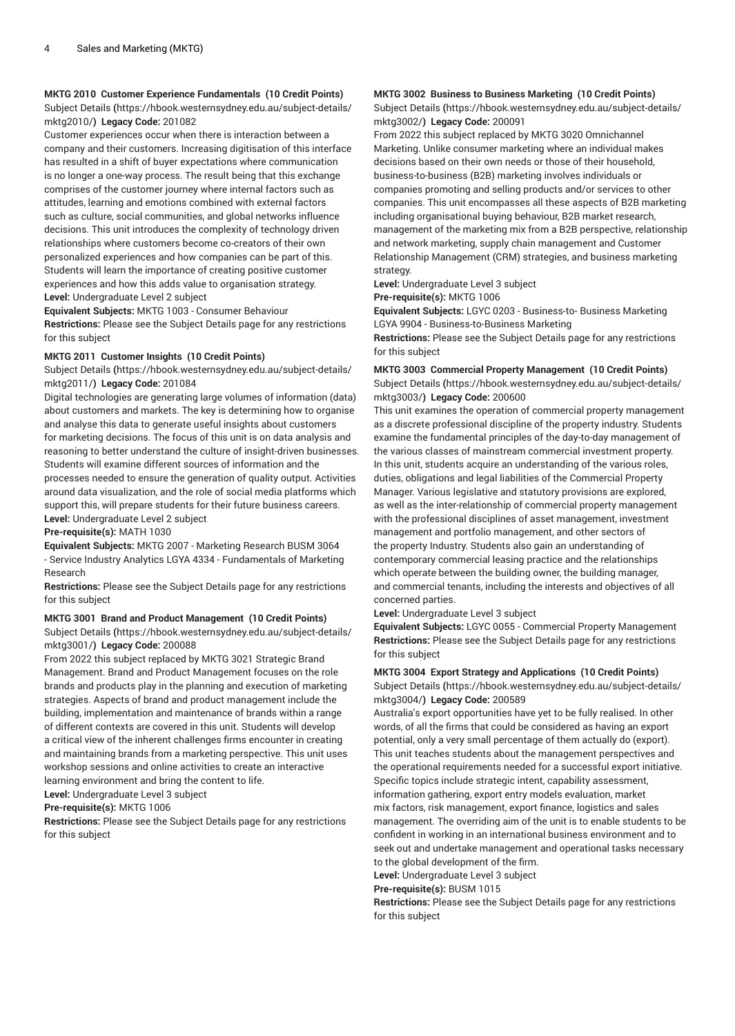#### MKTG 2010 Customer Experience Fundamentals (10 Credit Points)

Subject Details (https://hbook.westernsydney.edu.au/subject-details/mktg2010/) **Legacy Code:** 201082

Customer experiences occur when there is interaction between a company and their customers. Increasing digitisation of this interface has resulted in a shift of buyer expectations where communication is no longer a one-way process. The result being that this exchange comprises of the customer journey where internal factors such as attitudes, learning and emotions combined with external factors such as culture, social communities, and global networks influence decisions. This unit introduces the complexity of technology driven relationships where customers become co-creators of their own personalized experiences and how companies can be part of this. Students will learn the importance of creating positive customer experiences and how this adds value to organisation strategy.

**Level:** Undergraduate Level 2 subject

**Equivalent Subjects:** MKTG 1003 - Consumer Behaviour

**Restrictions:** Please see the Subject Details page for any restrictions for this subject

#### MKTG 2011 Customer Insights (10 Credit Points)

Subject Details (https://hbook.westernsydney.edu.au/subject-details/mktg2011/) **Legacy Code:** 201084

Digital technologies are generating large volumes of information (data) about customers and markets. The key is determining how to organise and analyse this data to generate useful insights about customers for marketing decisions. The focus of this unit is on data analysis and reasoning to better understand the culture of insight-driven businesses. Students will examine different sources of information and the processes needed to ensure the generation of quality output. Activities around data visualization, and the role of social media platforms which support this, will prepare students for their future business careers.

**Level:** Undergraduate Level 2 subject

**Pre-requisite(s):** MATH 1030

**Equivalent Subjects:** MKTG 2007 - Marketing Research BUSM 3064 - Service Industry Analytics LGYA 4334 - Fundamentals of Marketing Research

**Restrictions:** Please see the Subject Details page for any restrictions for this subject

#### MKTG 3001 Brand and Product Management (10 Credit Points)

Subject Details (https://hbook.westernsydney.edu.au/subject-details/mktg3001/) **Legacy Code:** 200088

From 2022 this subject replaced by MKTG 3021 Strategic Brand Management. Brand and Product Management focuses on the role brands and products play in the planning and execution of marketing strategies. Aspects of brand and product management include the building, implementation and maintenance of brands within a range of different contexts are covered in this unit. Students will develop a critical view of the inherent challenges firms encounter in creating and maintaining brands from a marketing perspective. This unit uses workshop sessions and online activities to create an interactive learning environment and bring the content to life.

**Level:** Undergraduate Level 3 subject

**Pre-requisite(s):** MKTG 1006

**Restrictions:** Please see the Subject Details page for any restrictions for this subject

#### MKTG 3002 Business to Business Marketing (10 Credit Points)

Subject Details (https://hbook.westernsydney.edu.au/subject-details/mktg3002/) **Legacy Code:** 200091

From 2022 this subject replaced by MKTG 3020 Omnichannel Marketing. Unlike consumer marketing where an individual makes decisions based on their own needs or those of their household, business-to-business (B2B) marketing involves individuals or companies promoting and selling products and/or services to other companies. This unit encompasses all these aspects of B2B marketing including organisational buying behaviour, B2B market research, management of the marketing mix from a B2B perspective, relationship and network marketing, supply chain management and Customer Relationship Management (CRM) strategies, and business marketing strategy.

**Level:** Undergraduate Level 3 subject

**Pre-requisite(s):** MKTG 1006

**Equivalent Subjects:** LGYC 0203 - Business-to- Business Marketing LGYA 9904 - Business-to-Business Marketing

**Restrictions:** Please see the Subject Details page for any restrictions for this subject

#### MKTG 3003 Commercial Property Management (10 Credit Points)

Subject Details (https://hbook.westernsydney.edu.au/subject-details/mktg3003/) **Legacy Code:** 200600

This unit examines the operation of commercial property management as a discrete professional discipline of the property industry. Students examine the fundamental principles of the day-to-day management of the various classes of mainstream commercial investment property. In this unit, students acquire an understanding of the various roles, duties, obligations and legal liabilities of the Commercial Property Manager. Various legislative and statutory provisions are explored, as well as the inter-relationship of commercial property management with the professional disciplines of asset management, investment management and portfolio management, and other sectors of the property Industry. Students also gain an understanding of contemporary commercial leasing practice and the relationships which operate between the building owner, the building manager, and commercial tenants, including the interests and objectives of all concerned parties.

**Level:** Undergraduate Level 3 subject

**Equivalent Subjects:** LGYC 0055 - Commercial Property Management

**Restrictions:** Please see the Subject Details page for any restrictions for this subject

#### MKTG 3004 Export Strategy and Applications (10 Credit Points)

Subject Details (https://hbook.westernsydney.edu.au/subject-details/mktg3004/) **Legacy Code:** 200589

Australia's export opportunities have yet to be fully realised. In other words, of all the firms that could be considered as having an export potential, only a very small percentage of them actually do (export). This unit teaches students about the management perspectives and the operational requirements needed for a successful export initiative. Specific topics include strategic intent, capability assessment, information gathering, export entry models evaluation, market mix factors, risk management, export finance, logistics and sales management. The overriding aim of the unit is to enable students to be confident in working in an international business environment and to seek out and undertake management and operational tasks necessary to the global development of the firm.

**Level:** Undergraduate Level 3 subject

**Pre-requisite(s):** BUSM 1015

**Restrictions:** Please see the Subject Details page for any restrictions for this subject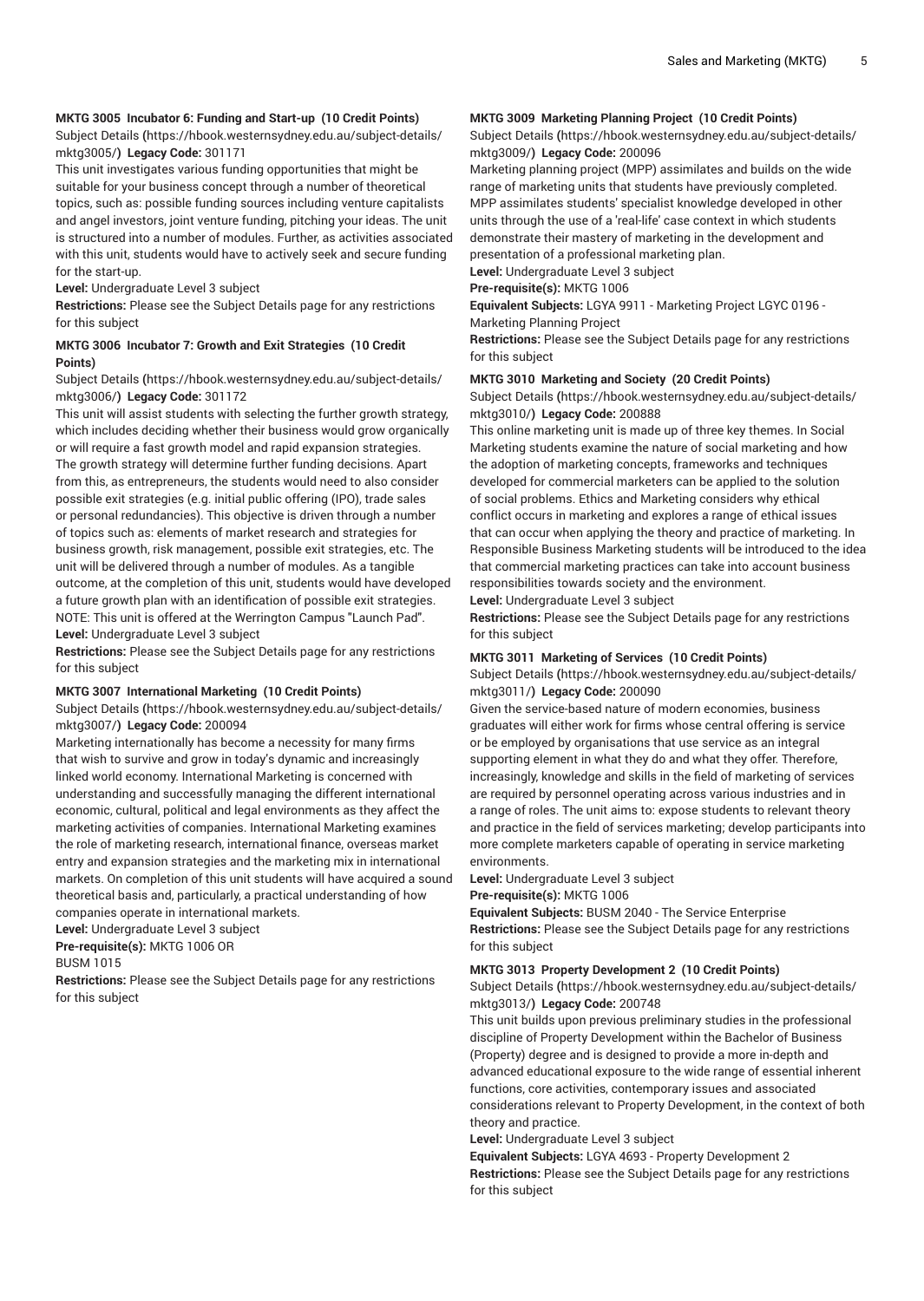#### MKTG 3005 Incubator 6: Funding and Start-up (10 Credit Points)

Subject Details (https://hbook.westernsydney.edu.au/subject-details/mktg3005/) **Legacy Code:** 301171

This unit investigates various funding opportunities that might be suitable for your business concept through a number of theoretical topics, such as: possible funding sources including venture capitalists and angel investors, joint venture funding, pitching your ideas. The unit is structured into a number of modules. Further, as activities associated with this unit, students would have to actively seek and secure funding for the start-up.

**Level:** Undergraduate Level 3 subject

**Restrictions:** Please see the Subject Details page for any restrictions for this subject

#### MKTG 3006 Incubator 7: Growth and Exit Strategies (10 Credit Points)

Subject Details (https://hbook.westernsydney.edu.au/subject-details/mktg3006/) **Legacy Code:** 301172

This unit will assist students with selecting the further growth strategy, which includes deciding whether their business would grow organically or will require a fast growth model and rapid expansion strategies. The growth strategy will determine further funding decisions. Apart from this, as entrepreneurs, the students would need to also consider possible exit strategies (e.g. initial public offering (IPO), trade sales or personal redundancies). This objective is driven through a number of topics such as: elements of market research and strategies for business growth, risk management, possible exit strategies, etc. The unit will be delivered through a number of modules. As a tangible outcome, at the completion of this unit, students would have developed a future growth plan with an identification of possible exit strategies. NOTE: This unit is offered at the Werrington Campus "Launch Pad".

**Level:** Undergraduate Level 3 subject

**Restrictions:** Please see the Subject Details page for any restrictions for this subject

#### MKTG 3007 International Marketing (10 Credit Points)

Subject Details (https://hbook.westernsydney.edu.au/subject-details/mktg3007/) **Legacy Code:** 200094

Marketing internationally has become a necessity for many firms that wish to survive and grow in today's dynamic and increasingly linked world economy. International Marketing is concerned with understanding and successfully managing the different international economic, cultural, political and legal environments as they affect the marketing activities of companies. International Marketing examines the role of marketing research, international finance, overseas market entry and expansion strategies and the marketing mix in international markets. On completion of this unit students will have acquired a sound theoretical basis and, particularly, a practical understanding of how companies operate in international markets.

**Level:** Undergraduate Level 3 subject

**Pre-requisite(s):** MKTG 1006 OR
BUSM 1015

**Restrictions:** Please see the Subject Details page for any restrictions for this subject

#### MKTG 3009 Marketing Planning Project (10 Credit Points)

Subject Details (https://hbook.westernsydney.edu.au/subject-details/mktg3009/) **Legacy Code:** 200096

Marketing planning project (MPP) assimilates and builds on the wide range of marketing units that students have previously completed. MPP assimilates students' specialist knowledge developed in other units through the use of a 'real-life' case context in which students demonstrate their mastery of marketing in the development and presentation of a professional marketing plan.

**Level:** Undergraduate Level 3 subject

**Pre-requisite(s):** MKTG 1006

**Equivalent Subjects:** LGYA 9911 - Marketing Project LGYC 0196 - Marketing Planning Project

**Restrictions:** Please see the Subject Details page for any restrictions for this subject

#### MKTG 3010 Marketing and Society (20 Credit Points)

Subject Details (https://hbook.westernsydney.edu.au/subject-details/mktg3010/) **Legacy Code:** 200888

This online marketing unit is made up of three key themes. In Social Marketing students examine the nature of social marketing and how the adoption of marketing concepts, frameworks and techniques developed for commercial marketers can be applied to the solution of social problems. Ethics and Marketing considers why ethical conflict occurs in marketing and explores a range of ethical issues that can occur when applying the theory and practice of marketing. In Responsible Business Marketing students will be introduced to the idea that commercial marketing practices can take into account business responsibilities towards society and the environment.

**Level:** Undergraduate Level 3 subject

**Restrictions:** Please see the Subject Details page for any restrictions for this subject

#### MKTG 3011 Marketing of Services (10 Credit Points)

Subject Details (https://hbook.westernsydney.edu.au/subject-details/mktg3011/) **Legacy Code:** 200090

Given the service-based nature of modern economies, business graduates will either work for firms whose central offering is service or be employed by organisations that use service as an integral supporting element in what they do and what they offer. Therefore, increasingly, knowledge and skills in the field of marketing of services are required by personnel operating across various industries and in a range of roles. The unit aims to: expose students to relevant theory and practice in the field of services marketing; develop participants into more complete marketers capable of operating in service marketing environments.

**Level:** Undergraduate Level 3 subject

**Pre-requisite(s):** MKTG 1006

**Equivalent Subjects:** BUSM 2040 - The Service Enterprise

**Restrictions:** Please see the Subject Details page for any restrictions for this subject

#### MKTG 3013 Property Development 2 (10 Credit Points)

Subject Details (https://hbook.westernsydney.edu.au/subject-details/mktg3013/) **Legacy Code:** 200748

This unit builds upon previous preliminary studies in the professional discipline of Property Development within the Bachelor of Business (Property) degree and is designed to provide a more in-depth and advanced educational exposure to the wide range of essential inherent functions, core activities, contemporary issues and associated considerations relevant to Property Development, in the context of both theory and practice.

**Level:** Undergraduate Level 3 subject

**Equivalent Subjects:** LGYA 4693 - Property Development 2

**Restrictions:** Please see the Subject Details page for any restrictions for this subject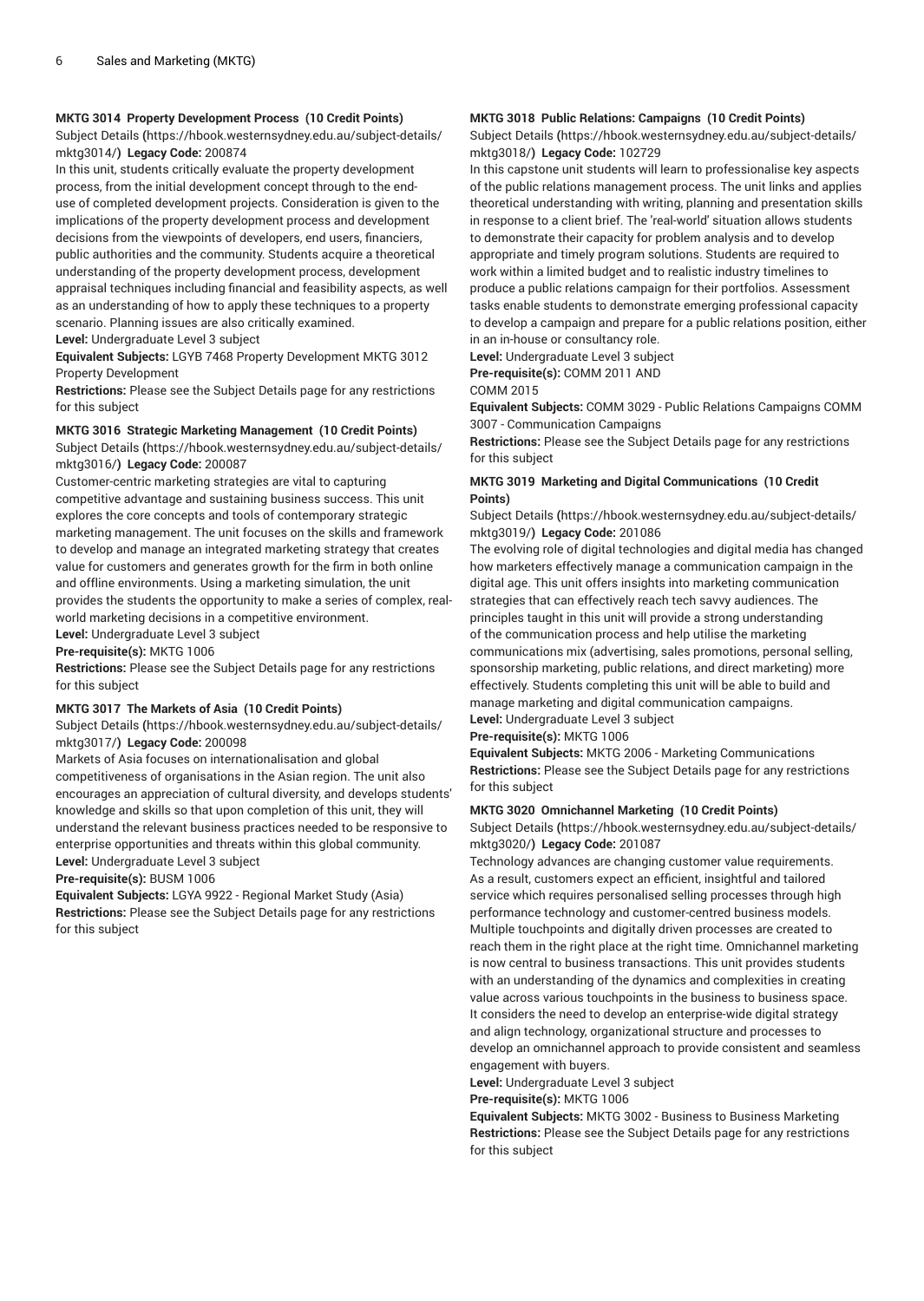### MKTG 3014 Property Development Process (10 Credit Points)

Subject Details (https://hbook.westernsydney.edu.au/subject-details/mktg3014/) **Legacy Code:** 200874

In this unit, students critically evaluate the property development process, from the initial development concept through to the end-use of completed development projects. Consideration is given to the implications of the property development process and development decisions from the viewpoints of developers, end users, financiers, public authorities and the community. Students acquire a theoretical understanding of the property development process, development appraisal techniques including financial and feasibility aspects, as well as an understanding of how to apply these techniques to a property scenario. Planning issues are also critically examined.

**Level:** Undergraduate Level 3 subject

**Equivalent Subjects:** LGYB 7468 Property Development MKTG 3012 Property Development

**Restrictions:** Please see the Subject Details page for any restrictions for this subject

### MKTG 3016 Strategic Marketing Management (10 Credit Points)

Subject Details (https://hbook.westernsydney.edu.au/subject-details/mktg3016/) **Legacy Code:** 200087

Customer-centric marketing strategies are vital to capturing competitive advantage and sustaining business success. This unit explores the core concepts and tools of contemporary strategic marketing management. The unit focuses on the skills and framework to develop and manage an integrated marketing strategy that creates value for customers and generates growth for the firm in both online and offline environments. Using a marketing simulation, the unit provides the students the opportunity to make a series of complex, real-world marketing decisions in a competitive environment.

**Level:** Undergraduate Level 3 subject

**Pre-requisite(s):** MKTG 1006

**Restrictions:** Please see the Subject Details page for any restrictions for this subject

### MKTG 3017 The Markets of Asia (10 Credit Points)

Subject Details (https://hbook.westernsydney.edu.au/subject-details/mktg3017/) **Legacy Code:** 200098

Markets of Asia focuses on internationalisation and global competitiveness of organisations in the Asian region. The unit also encourages an appreciation of cultural diversity, and develops students' knowledge and skills so that upon completion of this unit, they will understand the relevant business practices needed to be responsive to enterprise opportunities and threats within this global community.

**Level:** Undergraduate Level 3 subject

**Pre-requisite(s):** BUSM 1006

**Equivalent Subjects:** LGYA 9922 - Regional Market Study (Asia)

**Restrictions:** Please see the Subject Details page for any restrictions for this subject

### MKTG 3018 Public Relations: Campaigns (10 Credit Points)

Subject Details (https://hbook.westernsydney.edu.au/subject-details/mktg3018/) **Legacy Code:** 102729

In this capstone unit students will learn to professionalise key aspects of the public relations management process. The unit links and applies theoretical understanding with writing, planning and presentation skills in response to a client brief. The 'real-world' situation allows students to demonstrate their capacity for problem analysis and to develop appropriate and timely program solutions. Students are required to work within a limited budget and to realistic industry timelines to produce a public relations campaign for their portfolios. Assessment tasks enable students to demonstrate emerging professional capacity to develop a campaign and prepare for a public relations position, either in an in-house or consultancy role.

**Level:** Undergraduate Level 3 subject

**Pre-requisite(s):** COMM 2011 AND
COMM 2015

**Equivalent Subjects:** COMM 3029 - Public Relations Campaigns COMM 3007 - Communication Campaigns

**Restrictions:** Please see the Subject Details page for any restrictions for this subject

### MKTG 3019 Marketing and Digital Communications (10 Credit Points)

Subject Details (https://hbook.westernsydney.edu.au/subject-details/mktg3019/) **Legacy Code:** 201086

The evolving role of digital technologies and digital media has changed how marketers effectively manage a communication campaign in the digital age. This unit offers insights into marketing communication strategies that can effectively reach tech savvy audiences. The principles taught in this unit will provide a strong understanding of the communication process and help utilise the marketing communications mix (advertising, sales promotions, personal selling, sponsorship marketing, public relations, and direct marketing) more effectively. Students completing this unit will be able to build and manage marketing and digital communication campaigns.

**Level:** Undergraduate Level 3 subject

**Pre-requisite(s):** MKTG 1006

**Equivalent Subjects:** MKTG 2006 - Marketing Communications

**Restrictions:** Please see the Subject Details page for any restrictions for this subject

### MKTG 3020 Omnichannel Marketing (10 Credit Points)

Subject Details (https://hbook.westernsydney.edu.au/subject-details/mktg3020/) **Legacy Code:** 201087

Technology advances are changing customer value requirements. As a result, customers expect an efficient, insightful and tailored service which requires personalised selling processes through high performance technology and customer-centred business models. Multiple touchpoints and digitally driven processes are created to reach them in the right place at the right time. Omnichannel marketing is now central to business transactions. This unit provides students with an understanding of the dynamics and complexities in creating value across various touchpoints in the business to business space. It considers the need to develop an enterprise-wide digital strategy and align technology, organizational structure and processes to develop an omnichannel approach to provide consistent and seamless engagement with buyers.

**Level:** Undergraduate Level 3 subject

**Pre-requisite(s):** MKTG 1006

**Equivalent Subjects:** MKTG 3002 - Business to Business Marketing

**Restrictions:** Please see the Subject Details page for any restrictions for this subject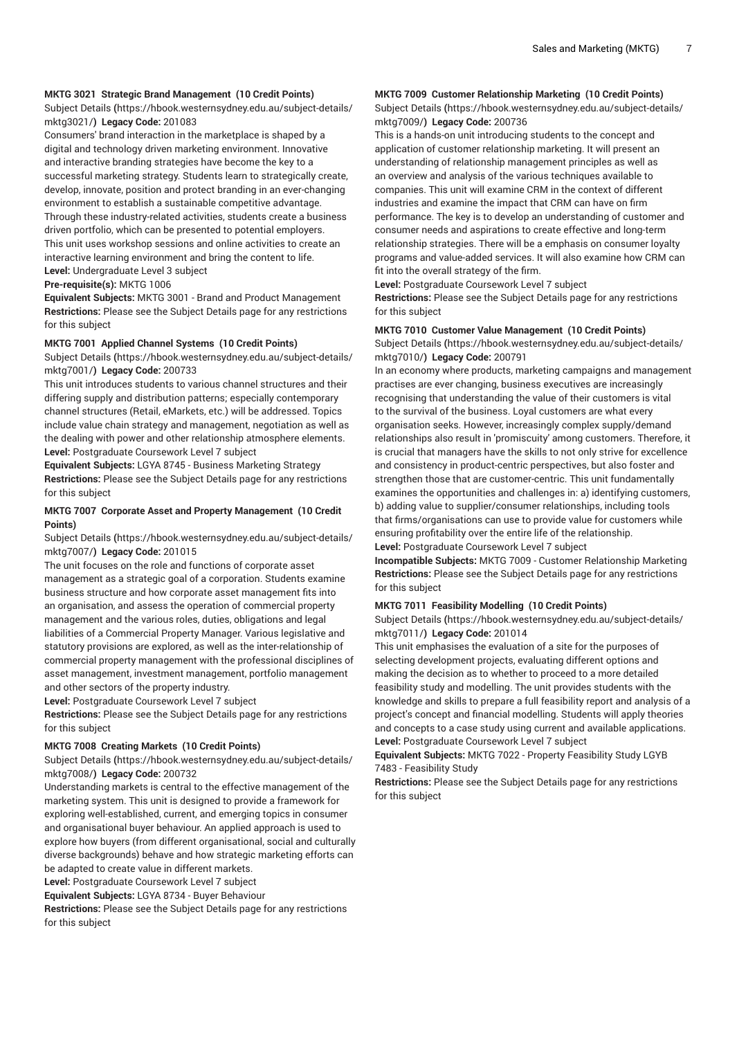### MKTG 3021 Strategic Brand Management (10 Credit Points)

Subject Details (https://hbook.westernsydney.edu.au/subject-details/mktg3021/) **Legacy Code:** 201083

Consumers' brand interaction in the marketplace is shaped by a digital and technology driven marketing environment. Innovative and interactive branding strategies have become the key to a successful marketing strategy. Students learn to strategically create, develop, innovate, position and protect branding in an ever-changing environment to establish a sustainable competitive advantage. Through these industry-related activities, students create a business driven portfolio, which can be presented to potential employers. This unit uses workshop sessions and online activities to create an interactive learning environment and bring the content to life.

**Level:** Undergraduate Level 3 subject

**Pre-requisite(s):** MKTG 1006

**Equivalent Subjects:** MKTG 3001 - Brand and Product Management

**Restrictions:** Please see the Subject Details page for any restrictions for this subject

### MKTG 7001 Applied Channel Systems (10 Credit Points)

Subject Details (https://hbook.westernsydney.edu.au/subject-details/mktg7001/) **Legacy Code:** 200733

This unit introduces students to various channel structures and their differing supply and distribution patterns; especially contemporary channel structures (Retail, eMarkets, etc.) will be addressed. Topics include value chain strategy and management, negotiation as well as the dealing with power and other relationship atmosphere elements.

**Level:** Postgraduate Coursework Level 7 subject

**Equivalent Subjects:** LGYA 8745 - Business Marketing Strategy

**Restrictions:** Please see the Subject Details page for any restrictions for this subject

### MKTG 7007 Corporate Asset and Property Management (10 Credit Points)

Subject Details (https://hbook.westernsydney.edu.au/subject-details/mktg7007/) **Legacy Code:** 201015

The unit focuses on the role and functions of corporate asset management as a strategic goal of a corporation. Students examine business structure and how corporate asset management fits into an organisation, and assess the operation of commercial property management and the various roles, duties, obligations and legal liabilities of a Commercial Property Manager. Various legislative and statutory provisions are explored, as well as the inter-relationship of commercial property management with the professional disciplines of asset management, investment management, portfolio management and other sectors of the property industry.

**Level:** Postgraduate Coursework Level 7 subject

**Restrictions:** Please see the Subject Details page for any restrictions for this subject

### MKTG 7008 Creating Markets (10 Credit Points)

Subject Details (https://hbook.westernsydney.edu.au/subject-details/mktg7008/) **Legacy Code:** 200732

Understanding markets is central to the effective management of the marketing system. This unit is designed to provide a framework for exploring well-established, current, and emerging topics in consumer and organisational buyer behaviour. An applied approach is used to explore how buyers (from different organisational, social and culturally diverse backgrounds) behave and how strategic marketing efforts can be adapted to create value in different markets.

**Level:** Postgraduate Coursework Level 7 subject

**Equivalent Subjects:** LGYA 8734 - Buyer Behaviour

**Restrictions:** Please see the Subject Details page for any restrictions for this subject

### MKTG 7009 Customer Relationship Marketing (10 Credit Points)

Subject Details (https://hbook.westernsydney.edu.au/subject-details/mktg7009/) **Legacy Code:** 200736

This is a hands-on unit introducing students to the concept and application of customer relationship marketing. It will present an understanding of relationship management principles as well as an overview and analysis of the various techniques available to companies. This unit will examine CRM in the context of different industries and examine the impact that CRM can have on firm performance. The key is to develop an understanding of customer and consumer needs and aspirations to create effective and long-term relationship strategies. There will be a emphasis on consumer loyalty programs and value-added services. It will also examine how CRM can fit into the overall strategy of the firm.

**Level:** Postgraduate Coursework Level 7 subject

**Restrictions:** Please see the Subject Details page for any restrictions for this subject

### MKTG 7010 Customer Value Management (10 Credit Points)

Subject Details (https://hbook.westernsydney.edu.au/subject-details/mktg7010/) **Legacy Code:** 200791

In an economy where products, marketing campaigns and management practises are ever changing, business executives are increasingly recognising that understanding the value of their customers is vital to the survival of the business. Loyal customers are what every organisation seeks. However, increasingly complex supply/demand relationships also result in 'promiscuity' among customers. Therefore, it is crucial that managers have the skills to not only strive for excellence and consistency in product-centric perspectives, but also foster and strengthen those that are customer-centric. This unit fundamentally examines the opportunities and challenges in: a) identifying customers, b) adding value to supplier/consumer relationships, including tools that firms/organisations can use to provide value for customers while ensuring profitability over the entire life of the relationship.

**Level:** Postgraduate Coursework Level 7 subject

**Incompatible Subjects:** MKTG 7009 - Customer Relationship Marketing

**Restrictions:** Please see the Subject Details page for any restrictions for this subject

### MKTG 7011 Feasibility Modelling (10 Credit Points)

Subject Details (https://hbook.westernsydney.edu.au/subject-details/mktg7011/) **Legacy Code:** 201014

This unit emphasises the evaluation of a site for the purposes of selecting development projects, evaluating different options and making the decision as to whether to proceed to a more detailed feasibility study and modelling. The unit provides students with the knowledge and skills to prepare a full feasibility report and analysis of a project's concept and financial modelling. Students will apply theories and concepts to a case study using current and available applications.

**Level:** Postgraduate Coursework Level 7 subject

**Equivalent Subjects:** MKTG 7022 - Property Feasibility Study LGYB 7483 - Feasibility Study

**Restrictions:** Please see the Subject Details page for any restrictions for this subject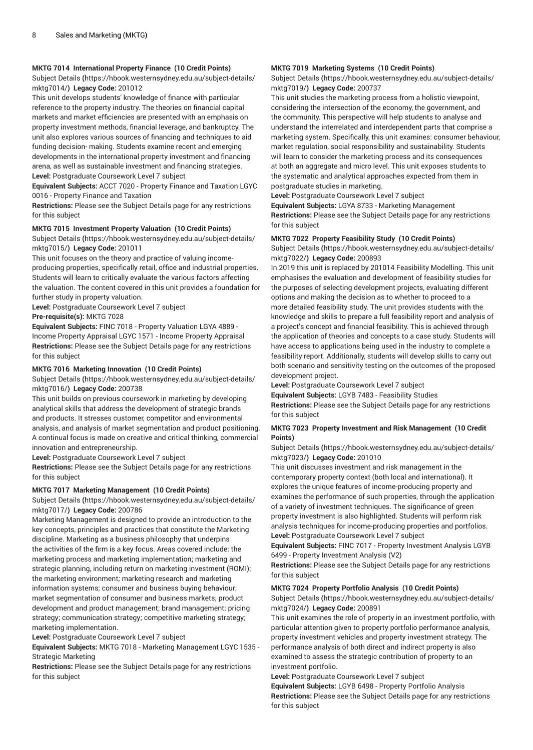### MKTG 7014 International Property Finance (10 Credit Points)

Subject Details (https://hbook.westernsydney.edu.au/subject-details/mktg7014/) **Legacy Code:** 201012

This unit develops students' knowledge of finance with particular reference to the property industry. The theories on financial capital markets and market efficiencies are presented with an emphasis on property investment methods, financial leverage, and bankruptcy. The unit also explores various sources of financing and techniques to aid funding decision- making. Students examine recent and emerging developments in the international property investment and financing arena, as well as sustainable investment and financing strategies.

**Level:** Postgraduate Coursework Level 7 subject

**Equivalent Subjects:** ACCT 7020 - Property Finance and Taxation LGYC 0016 - Property Finance and Taxation

**Restrictions:** Please see the Subject Details page for any restrictions for this subject

### MKTG 7015 Investment Property Valuation (10 Credit Points)

Subject Details (https://hbook.westernsydney.edu.au/subject-details/mktg7015/) **Legacy Code:** 201011

This unit focuses on the theory and practice of valuing income-producing properties, specifically retail, office and industrial properties. Students will learn to critically evaluate the various factors affecting the valuation. The content covered in this unit provides a foundation for further study in property valuation.

**Level:** Postgraduate Coursework Level 7 subject

**Pre-requisite(s):** MKTG 7028

**Equivalent Subjects:** FINC 7018 - Property Valuation LGYA 4889 - Income Property Appraisal LGYC 1571 - Income Property Appraisal

**Restrictions:** Please see the Subject Details page for any restrictions for this subject

### MKTG 7016 Marketing Innovation (10 Credit Points)

Subject Details (https://hbook.westernsydney.edu.au/subject-details/mktg7016/) **Legacy Code:** 200738

This unit builds on previous coursework in marketing by developing analytical skills that address the development of strategic brands and products. It stresses customer, competitor and environmental analysis, and analysis of market segmentation and product positioning. A continual focus is made on creative and critical thinking, commercial innovation and entrepreneurship.

**Level:** Postgraduate Coursework Level 7 subject

**Restrictions:** Please see the Subject Details page for any restrictions for this subject

### MKTG 7017 Marketing Management (10 Credit Points)

Subject Details (https://hbook.westernsydney.edu.au/subject-details/mktg7017/) **Legacy Code:** 200786

Marketing Management is designed to provide an introduction to the key concepts, principles and practices that constitute the Marketing discipline. Marketing as a business philosophy that underpins the activities of the firm is a key focus. Areas covered include: the marketing process and marketing implementation; marketing and strategic planning, including return on marketing investment (ROMI); the marketing environment; marketing research and marketing information systems; consumer and business buying behaviour; market segmentation of consumer and business markets; product development and product management; brand management; pricing strategy; communication strategy; competitive marketing strategy; marketing implementation.

**Level:** Postgraduate Coursework Level 7 subject

**Equivalent Subjects:** MKTG 7018 - Marketing Management LGYC 1535 - Strategic Marketing

**Restrictions:** Please see the Subject Details page for any restrictions for this subject

### MKTG 7019 Marketing Systems (10 Credit Points)

Subject Details (https://hbook.westernsydney.edu.au/subject-details/mktg7019/) **Legacy Code:** 200737

This unit studies the marketing process from a holistic viewpoint, considering the intersection of the economy, the government, and the community. This perspective will help students to analyse and understand the interrelated and interdependent parts that comprise a marketing system. Specifically, this unit examines: consumer behaviour, market regulation, social responsibility and sustainability. Students will learn to consider the marketing process and its consequences at both an aggregate and micro level. This unit exposes students to the systematic and analytical approaches expected from them in postgraduate studies in marketing.

**Level:** Postgraduate Coursework Level 7 subject

**Equivalent Subjects:** LGYA 8733 - Marketing Management

**Restrictions:** Please see the Subject Details page for any restrictions for this subject

### MKTG 7022 Property Feasibility Study (10 Credit Points)

Subject Details (https://hbook.westernsydney.edu.au/subject-details/mktg7022/) **Legacy Code:** 200893

In 2019 this unit is replaced by 201014 Feasibility Modelling. This unit emphasises the evaluation and development of feasibility studies for the purposes of selecting development projects, evaluating different options and making the decision as to whether to proceed to a more detailed feasibility study. The unit provides students with the knowledge and skills to prepare a full feasibility report and analysis of a project's concept and financial feasibility. This is achieved through the application of theories and concepts to a case study. Students will have access to applications being used in the industry to complete a feasibility report. Additionally, students will develop skills to carry out both scenario and sensitivity testing on the outcomes of the proposed development project.

**Level:** Postgraduate Coursework Level 7 subject

**Equivalent Subjects:** LGYB 7483 - Feasibility Studies

**Restrictions:** Please see the Subject Details page for any restrictions for this subject

### MKTG 7023 Property Investment and Risk Management (10 Credit Points)

Subject Details (https://hbook.westernsydney.edu.au/subject-details/mktg7023/) **Legacy Code:** 201010

This unit discusses investment and risk management in the contemporary property context (both local and international). It explores the unique features of income-producing property and examines the performance of such properties, through the application of a variety of investment techniques. The significance of green property investment is also highlighted. Students will perform risk analysis techniques for income-producing properties and portfolios.

**Level:** Postgraduate Coursework Level 7 subject

**Equivalent Subjects:** FINC 7017 - Property Investment Analysis LGYB 6499 - Property Investment Analysis (V2)

**Restrictions:** Please see the Subject Details page for any restrictions for this subject

### MKTG 7024 Property Portfolio Analysis (10 Credit Points)

Subject Details (https://hbook.westernsydney.edu.au/subject-details/mktg7024/) **Legacy Code:** 200891

This unit examines the role of property in an investment portfolio, with particular attention given to property portfolio performance analysis, property investment vehicles and property investment strategy. The performance analysis of both direct and indirect property is also examined to assess the strategic contribution of property to an investment portfolio.

**Level:** Postgraduate Coursework Level 7 subject

**Equivalent Subjects:** LGYB 6498 - Property Portfolio Analysis

**Restrictions:** Please see the Subject Details page for any restrictions for this subject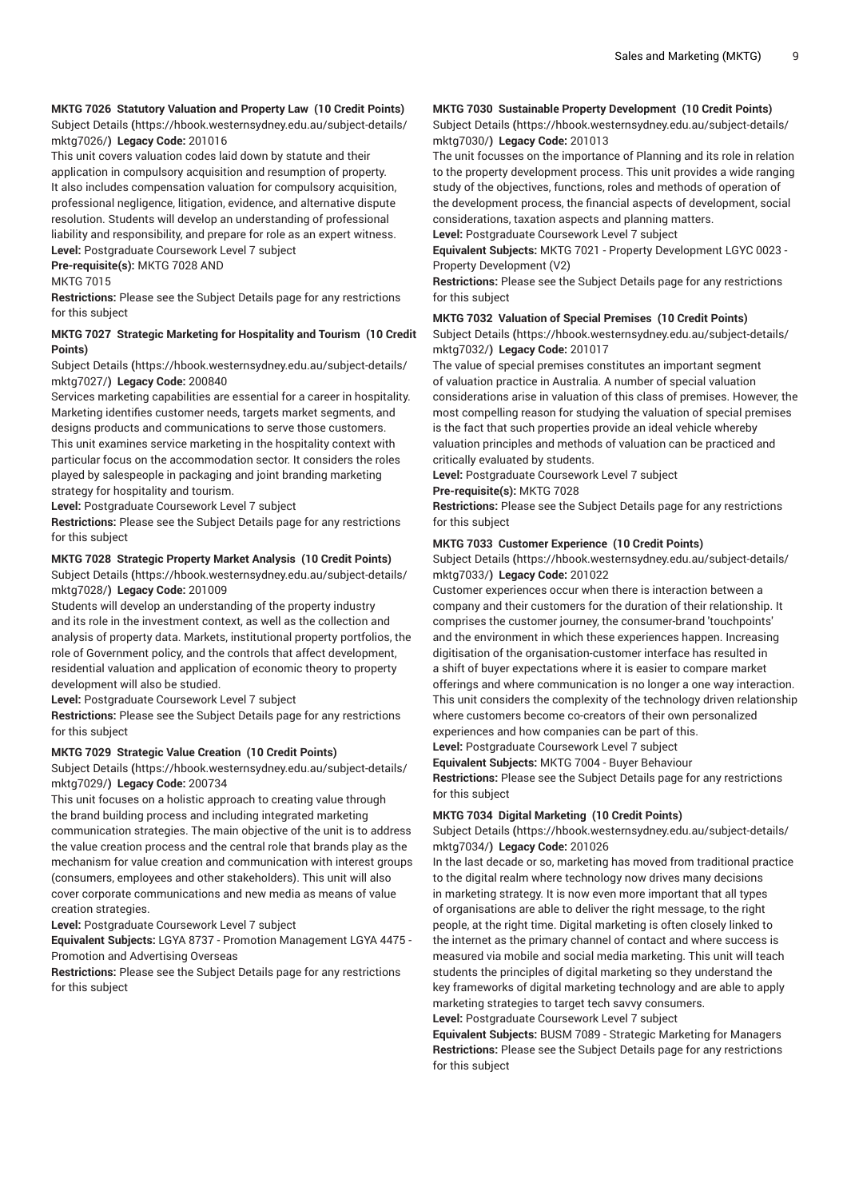#### MKTG 7026 Statutory Valuation and Property Law (10 Credit Points)

Subject Details (https://hbook.westernsydney.edu.au/subject-details/mktg7026/) **Legacy Code:** 201016

This unit covers valuation codes laid down by statute and their application in compulsory acquisition and resumption of property. It also includes compensation valuation for compulsory acquisition, professional negligence, litigation, evidence, and alternative dispute resolution. Students will develop an understanding of professional liability and responsibility, and prepare for role as an expert witness.

**Level:** Postgraduate Coursework Level 7 subject

**Pre-requisite(s):** MKTG 7028 AND
MKTG 7015

**Restrictions:** Please see the Subject Details page for any restrictions for this subject

#### MKTG 7027 Strategic Marketing for Hospitality and Tourism (10 Credit Points)

Subject Details (https://hbook.westernsydney.edu.au/subject-details/mktg7027/) **Legacy Code:** 200840

Services marketing capabilities are essential for a career in hospitality. Marketing identifies customer needs, targets market segments, and designs products and communications to serve those customers. This unit examines service marketing in the hospitality context with particular focus on the accommodation sector. It considers the roles played by salespeople in packaging and joint branding marketing strategy for hospitality and tourism.

**Level:** Postgraduate Coursework Level 7 subject

**Restrictions:** Please see the Subject Details page for any restrictions for this subject

#### MKTG 7028 Strategic Property Market Analysis (10 Credit Points)

Subject Details (https://hbook.westernsydney.edu.au/subject-details/mktg7028/) **Legacy Code:** 201009

Students will develop an understanding of the property industry and its role in the investment context, as well as the collection and analysis of property data. Markets, institutional property portfolios, the role of Government policy, and the controls that affect development, residential valuation and application of economic theory to property development will also be studied.

**Level:** Postgraduate Coursework Level 7 subject

**Restrictions:** Please see the Subject Details page for any restrictions for this subject

#### MKTG 7029 Strategic Value Creation (10 Credit Points)

Subject Details (https://hbook.westernsydney.edu.au/subject-details/mktg7029/) **Legacy Code:** 200734

This unit focuses on a holistic approach to creating value through the brand building process and including integrated marketing communication strategies. The main objective of the unit is to address the value creation process and the central role that brands play as the mechanism for value creation and communication with interest groups (consumers, employees and other stakeholders). This unit will also cover corporate communications and new media as means of value creation strategies.

**Level:** Postgraduate Coursework Level 7 subject

**Equivalent Subjects:** LGYA 8737 - Promotion Management LGYA 4475 - Promotion and Advertising Overseas

**Restrictions:** Please see the Subject Details page for any restrictions for this subject

#### MKTG 7030 Sustainable Property Development (10 Credit Points)

Subject Details (https://hbook.westernsydney.edu.au/subject-details/mktg7030/) **Legacy Code:** 201013

The unit focusses on the importance of Planning and its role in relation to the property development process. This unit provides a wide ranging study of the objectives, functions, roles and methods of operation of the development process, the financial aspects of development, social considerations, taxation aspects and planning matters.

**Level:** Postgraduate Coursework Level 7 subject

**Equivalent Subjects:** MKTG 7021 - Property Development LGYC 0023 - Property Development (V2)

**Restrictions:** Please see the Subject Details page for any restrictions for this subject

#### MKTG 7032 Valuation of Special Premises (10 Credit Points)

Subject Details (https://hbook.westernsydney.edu.au/subject-details/mktg7032/) **Legacy Code:** 201017

The value of special premises constitutes an important segment of valuation practice in Australia. A number of special valuation considerations arise in valuation of this class of premises. However, the most compelling reason for studying the valuation of special premises is the fact that such properties provide an ideal vehicle whereby valuation principles and methods of valuation can be practiced and critically evaluated by students.

**Level:** Postgraduate Coursework Level 7 subject

**Pre-requisite(s):** MKTG 7028

**Restrictions:** Please see the Subject Details page for any restrictions for this subject

#### MKTG 7033 Customer Experience (10 Credit Points)

Subject Details (https://hbook.westernsydney.edu.au/subject-details/mktg7033/) **Legacy Code:** 201022

Customer experiences occur when there is interaction between a company and their customers for the duration of their relationship. It comprises the customer journey, the consumer-brand 'touchpoints' and the environment in which these experiences happen. Increasing digitisation of the organisation-customer interface has resulted in a shift of buyer expectations where it is easier to compare market offerings and where communication is no longer a one way interaction. This unit considers the complexity of the technology driven relationship where customers become co-creators of their own personalized experiences and how companies can be part of this.

**Level:** Postgraduate Coursework Level 7 subject

**Equivalent Subjects:** MKTG 7004 - Buyer Behaviour

**Restrictions:** Please see the Subject Details page for any restrictions for this subject

#### MKTG 7034 Digital Marketing (10 Credit Points)

Subject Details (https://hbook.westernsydney.edu.au/subject-details/mktg7034/) **Legacy Code:** 201026

In the last decade or so, marketing has moved from traditional practice to the digital realm where technology now drives many decisions in marketing strategy. It is now even more important that all types of organisations are able to deliver the right message, to the right people, at the right time. Digital marketing is often closely linked to the internet as the primary channel of contact and where success is measured via mobile and social media marketing. This unit will teach students the principles of digital marketing so they understand the key frameworks of digital marketing technology and are able to apply marketing strategies to target tech savvy consumers.

**Level:** Postgraduate Coursework Level 7 subject

**Equivalent Subjects:** BUSM 7089 - Strategic Marketing for Managers

**Restrictions:** Please see the Subject Details page for any restrictions for this subject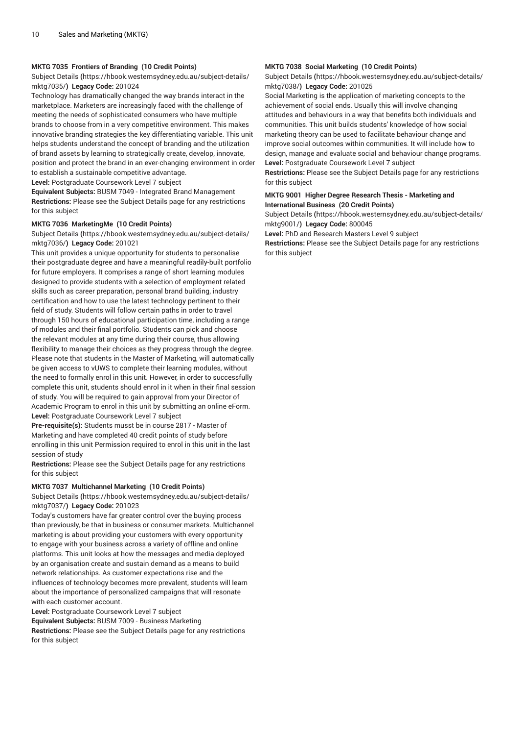### MKTG 7035 Frontiers of Branding (10 Credit Points)

Subject Details (https://hbook.westernsydney.edu.au/subject-details/mktg7035/) **Legacy Code:** 201024

Technology has dramatically changed the way brands interact in the marketplace. Marketers are increasingly faced with the challenge of meeting the needs of sophisticated consumers who have multiple brands to choose from in a very competitive environment. This makes innovative branding strategies the key differentiating variable. This unit helps students understand the concept of branding and the utilization of brand assets by learning to strategically create, develop, innovate, position and protect the brand in an ever-changing environment in order to establish a sustainable competitive advantage.

**Level:** Postgraduate Coursework Level 7 subject

**Equivalent Subjects:** BUSM 7049 - Integrated Brand Management

**Restrictions:** Please see the Subject Details page for any restrictions for this subject

### MKTG 7036 MarketingMe (10 Credit Points)

Subject Details (https://hbook.westernsydney.edu.au/subject-details/mktg7036/) **Legacy Code:** 201021

This unit provides a unique opportunity for students to personalise their postgraduate degree and have a meaningful readily-built portfolio for future employers. It comprises a range of short learning modules designed to provide students with a selection of employment related skills such as career preparation, personal brand building, industry certification and how to use the latest technology pertinent to their field of study. Students will follow certain paths in order to travel through 150 hours of educational participation time, including a range of modules and their final portfolio. Students can pick and choose the relevant modules at any time during their course, thus allowing flexibility to manage their choices as they progress through the degree. Please note that students in the Master of Marketing, will automatically be given access to vUWS to complete their learning modules, without the need to formally enrol in this unit. However, in order to successfully complete this unit, students should enrol in it when in their final session of study. You will be required to gain approval from your Director of Academic Program to enrol in this unit by submitting an online eForm.

**Level:** Postgraduate Coursework Level 7 subject

**Pre-requisite(s):** Students musst be in course 2817 - Master of Marketing and have completed 40 credit points of study before enrolling in this unit Permission required to enrol in this unit in the last session of study

**Restrictions:** Please see the Subject Details page for any restrictions for this subject

### MKTG 7037 Multichannel Marketing (10 Credit Points)

Subject Details (https://hbook.westernsydney.edu.au/subject-details/mktg7037/) **Legacy Code:** 201023

Today's customers have far greater control over the buying process than previously, be that in business or consumer markets. Multichannel marketing is about providing your customers with every opportunity to engage with your business across a variety of offline and online platforms. This unit looks at how the messages and media deployed by an organisation create and sustain demand as a means to build network relationships. As customer expectations rise and the influences of technology becomes more prevalent, students will learn about the importance of personalized campaigns that will resonate with each customer account.

**Level:** Postgraduate Coursework Level 7 subject

**Equivalent Subjects:** BUSM 7009 - Business Marketing

**Restrictions:** Please see the Subject Details page for any restrictions for this subject

### MKTG 7038 Social Marketing (10 Credit Points)

Subject Details (https://hbook.westernsydney.edu.au/subject-details/mktg7038/) **Legacy Code:** 201025

Social Marketing is the application of marketing concepts to the achievement of social ends. Usually this will involve changing attitudes and behaviours in a way that benefits both individuals and communities. This unit builds students' knowledge of how social marketing theory can be used to facilitate behaviour change and improve social outcomes within communities. It will include how to design, manage and evaluate social and behaviour change programs.

**Level:** Postgraduate Coursework Level 7 subject

**Restrictions:** Please see the Subject Details page for any restrictions for this subject

### MKTG 9001 Higher Degree Research Thesis - Marketing and International Business (20 Credit Points)

Subject Details (https://hbook.westernsydney.edu.au/subject-details/mktg9001/) **Legacy Code:** 800045

**Level:** PhD and Research Masters Level 9 subject

**Restrictions:** Please see the Subject Details page for any restrictions for this subject